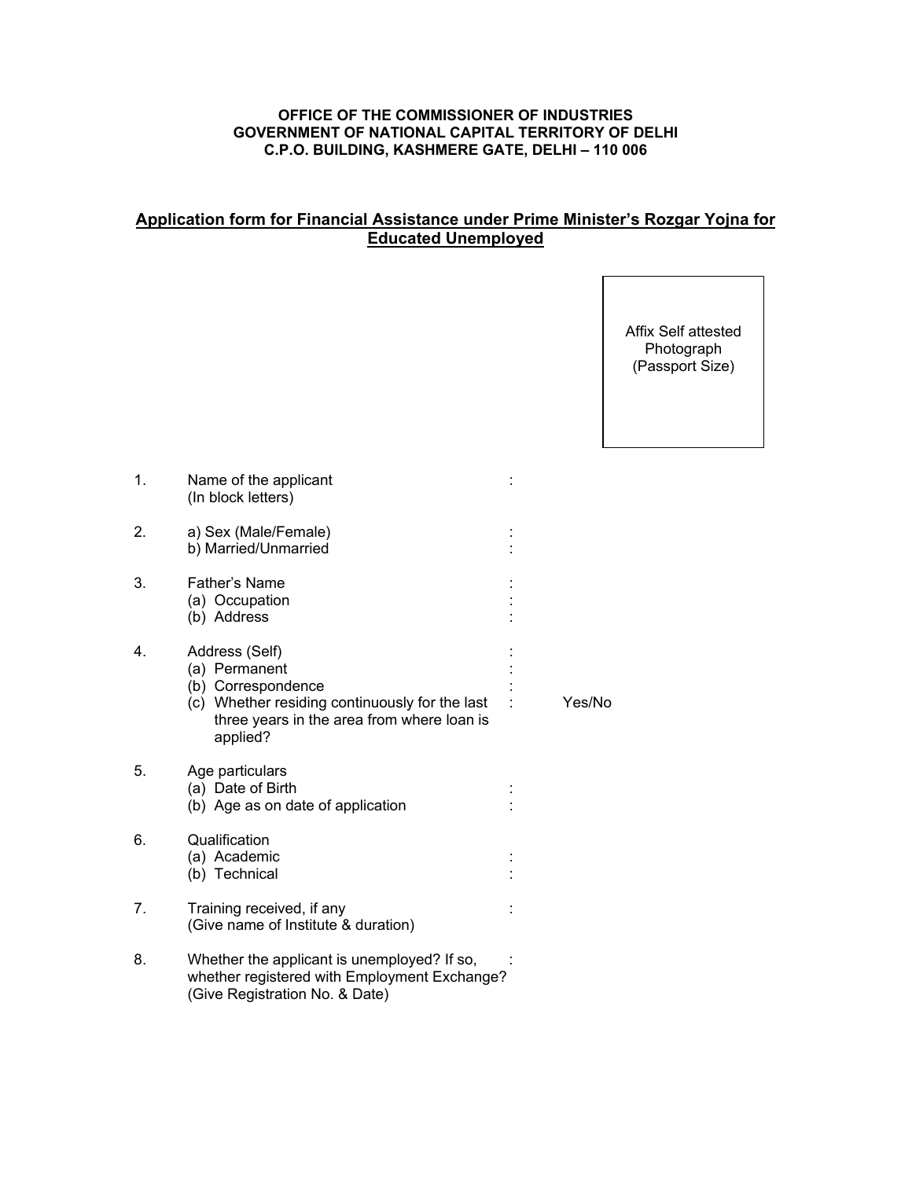**OFFICE OF THE COMMISSIONER OF INDUSTRIES**
**GOVERNMENT OF NATIONAL CAPITAL TERRITORY OF DELHI**
**C.P.O. BUILDING, KASHMERE GATE, DELHI – 110 006**

## Application form for Financial Assistance under Prime Minister's Rozgar Yojna for Educated Unemployed

Affix Self attested Photograph (Passport Size)

1. Name of the applicant (In block letters) :

2. a) Sex (Male/Female) :
   b) Married/Unmarried :

3. Father's Name :
   (a) Occupation :
   (b) Address :

4. Address (Self) :
   (a) Permanent :
   (b) Correspondence :
   (c) Whether residing continuously for the last three years in the area from where loan is applied? : Yes/No

5. Age particulars
   (a) Date of Birth :
   (b) Age as on date of application :

6. Qualification
   (a) Academic :
   (b) Technical :

7. Training received, if any (Give name of Institute & duration) :

8. Whether the applicant is unemployed? If so, whether registered with Employment Exchange? (Give Registration No. & Date) :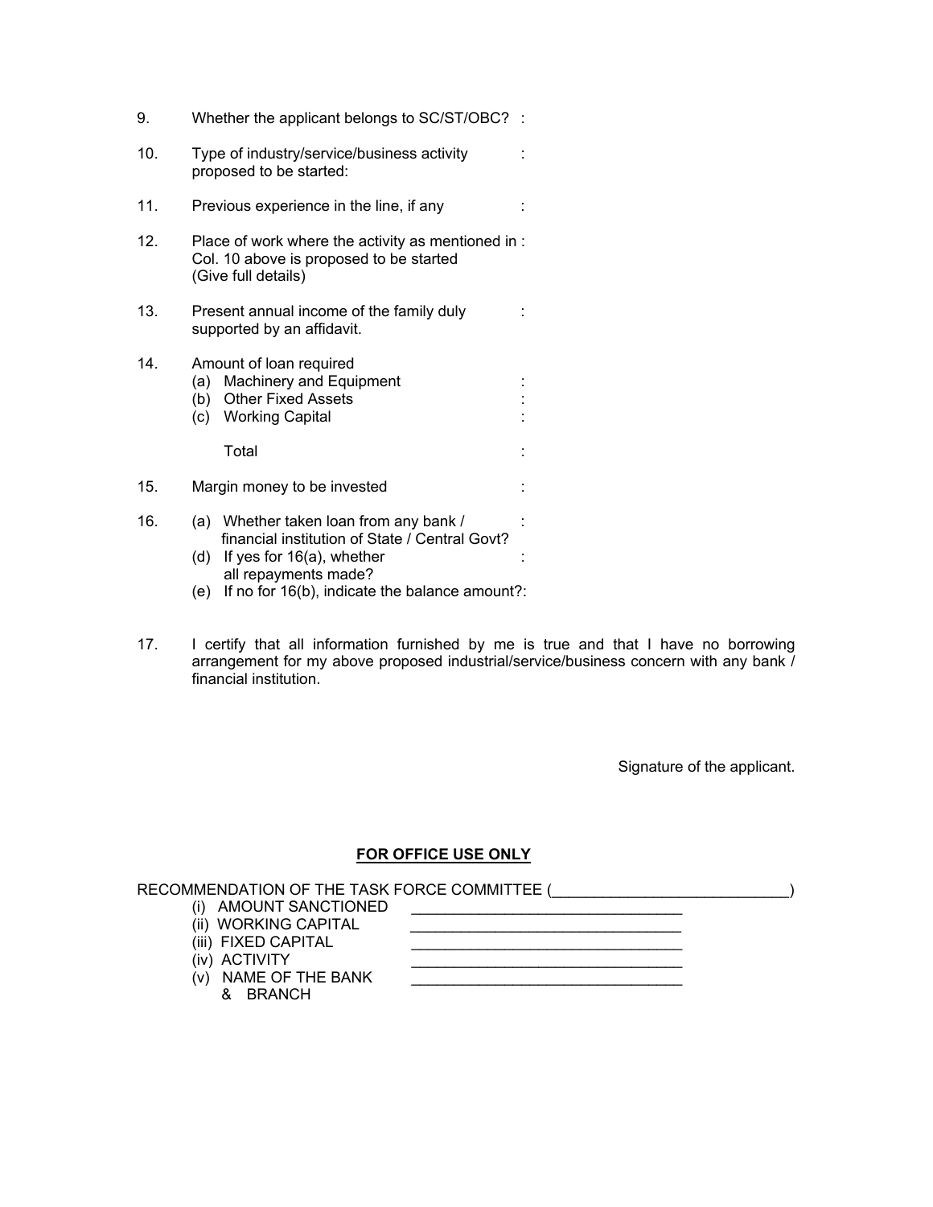9. Whether the applicant belongs to SC/ST/OBC? :

10. Type of industry/service/business activity proposed to be started: :

11. Previous experience in the line, if any :

12. Place of work where the activity as mentioned in Col. 10 above is proposed to be started (Give full details) :

13. Present annual income of the family duly supported by an affidavit. :

14. Amount of loan required
    - (a) Machinery and Equipment :
    - (b) Other Fixed Assets :
    - (c) Working Capital :

    Total :

15. Margin money to be invested :

16. (a) Whether taken loan from any bank / financial institution of State / Central Govt? :
    - (d) If yes for 16(a), whether all repayments made? :
    - (e) If no for 16(b), indicate the balance amount?:

17. I certify that all information furnished by me is true and that I have no borrowing arrangement for my above proposed industrial/service/business concern with any bank / financial institution.

Signature of the applicant.

**FOR OFFICE USE ONLY**

RECOMMENDATION OF THE TASK FORCE COMMITTEE (____________________________)

- (i) AMOUNT SANCTIONED ________________________________
- (ii) WORKING CAPITAL ________________________________
- (iii) FIXED CAPITAL ________________________________
- (iv) ACTIVITY ________________________________
- (v) NAME OF THE BANK & BRANCH ________________________________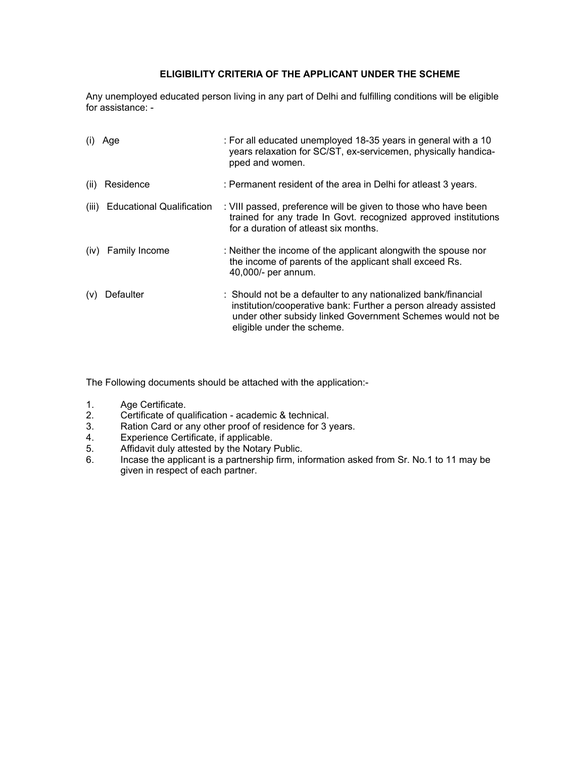## ELIGIBILITY CRITERIA OF THE APPLICANT UNDER THE SCHEME

Any unemployed educated person living in any part of Delhi and fulfilling conditions will be eligible for assistance: -

| | |
|---|---|
| (i) Age | : For all educated unemployed 18-35 years in general with a 10 years relaxation for SC/ST, ex-servicemen, physically handicapped and women. |
| (ii) Residence | : Permanent resident of the area in Delhi for atleast 3 years. |
| (iii) Educational Qualification | : VIII passed, preference will be given to those who have been trained for any trade In Govt. recognized approved institutions for a duration of atleast six months. |
| (iv) Family Income | : Neither the income of the applicant alongwith the spouse nor the income of parents of the applicant shall exceed Rs. 40,000/- per annum. |
| (v) Defaulter | : Should not be a defaulter to any nationalized bank/financial institution/cooperative bank: Further a person already assisted under other subsidy linked Government Schemes would not be eligible under the scheme. |

The Following documents should be attached with the application:-

1. Age Certificate.
2. Certificate of qualification - academic & technical.
3. Ration Card or any other proof of residence for 3 years.
4. Experience Certificate, if applicable.
5. Affidavit duly attested by the Notary Public.
6. Incase the applicant is a partnership firm, information asked from Sr. No.1 to 11 may be given in respect of each partner.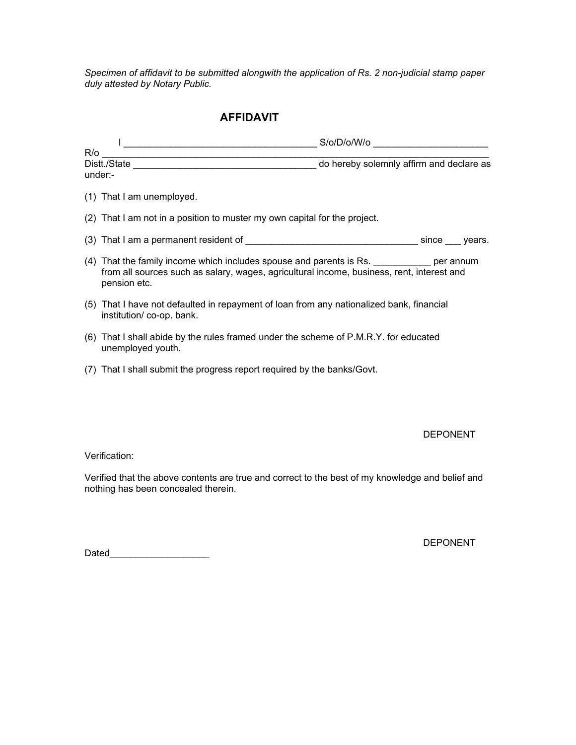*Specimen of affidavit to be submitted alongwith the application of Rs. 2 non-judicial stamp paper duly attested by Notary Public.*

# AFFIDAVIT

I _____________________________________ S/o/D/o/W/o _____________________ R/o ____________________________________________________________________________ Distt./State ___________________________________ do hereby solemnly affirm and declare as under:-

(1) That I am unemployed.

(2) That I am not in a position to muster my own capital for the project.

(3) That I am a permanent resident of _________________________________ since ___ years.

(4) That the family income which includes spouse and parents is Rs. ___________ per annum from all sources such as salary, wages, agricultural income, business, rent, interest and pension etc.

(5) That I have not defaulted in repayment of loan from any nationalized bank, financial institution/ co-op. bank.

(6) That I shall abide by the rules framed under the scheme of P.M.R.Y. for educated unemployed youth.

(7) That I shall submit the progress report required by the banks/Govt.

DEPONENT

Verification:

Verified that the above contents are true and correct to the best of my knowledge and belief and nothing has been concealed therein.

DEPONENT

Dated___________________